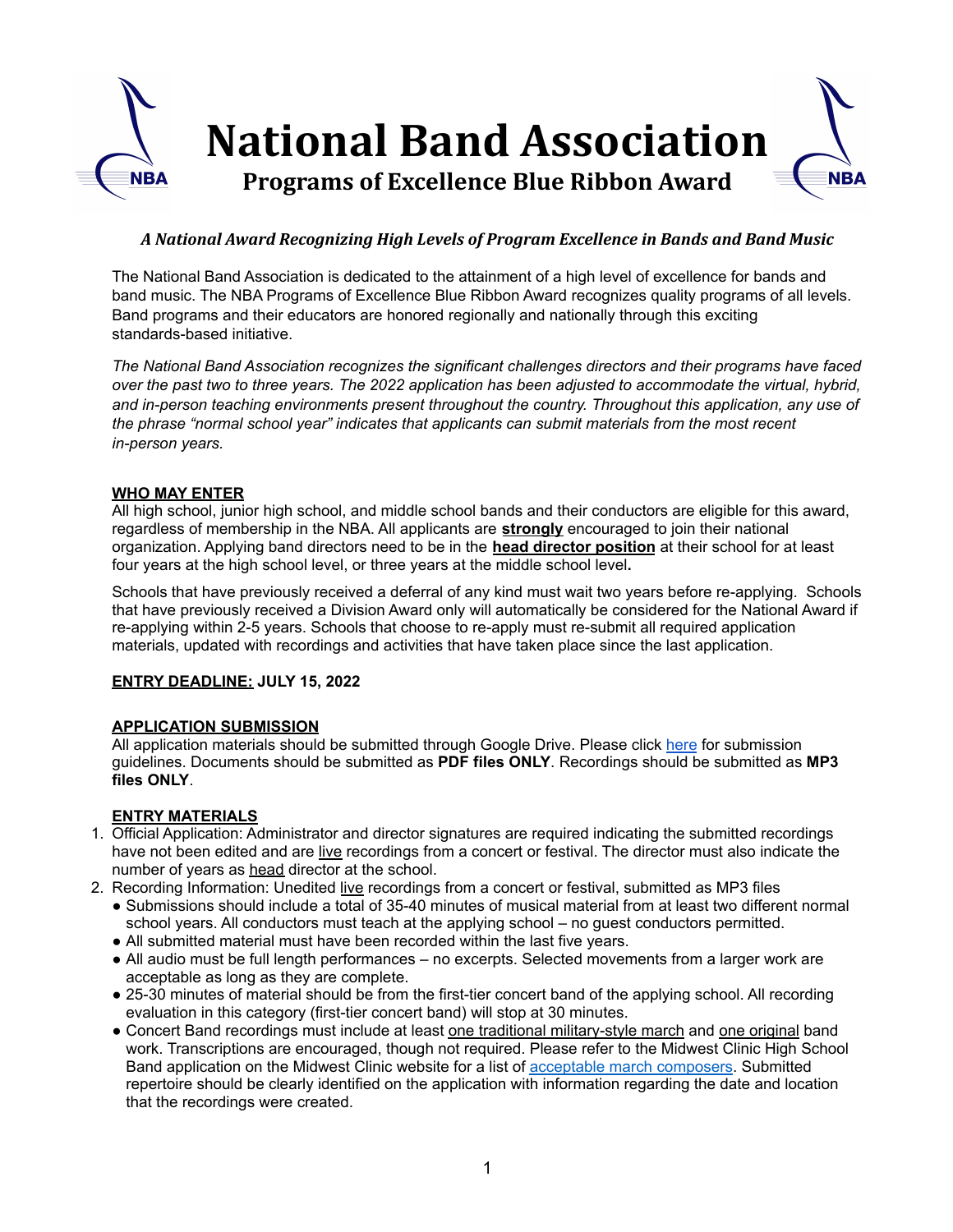# National Band Association

## Programs of Excellence Blue Ribbon Award

***A National Award Recognizing High Levels of Program Excellence in Bands and Band Music***

The National Band Association is dedicated to the attainment of a high level of excellence for bands and band music. The NBA Programs of Excellence Blue Ribbon Award recognizes quality programs of all levels. Band programs and their educators are honored regionally and nationally through this exciting standards-based initiative.

*The National Band Association recognizes the significant challenges directors and their programs have faced over the past two to three years. The 2022 application has been adjusted to accommodate the virtual, hybrid, and in-person teaching environments present throughout the country. Throughout this application, any use of the phrase "normal school year" indicates that applicants can submit materials from the most recent in-person years.*

**WHO MAY ENTER**

All high school, junior high school, and middle school bands and their conductors are eligible for this award, regardless of membership in the NBA. All applicants are **strongly** encouraged to join their national organization. Applying band directors need to be in the **head director position** at their school for at least four years at the high school level, or three years at the middle school level**.**

Schools that have previously received a deferral of any kind must wait two years before re-applying. Schools that have previously received a Division Award only will automatically be considered for the National Award if re-applying within 2-5 years. Schools that choose to re-apply must re-submit all required application materials, updated with recordings and activities that have taken place since the last application.

**ENTRY DEADLINE: JULY 15, 2022**

**APPLICATION SUBMISSION**

All application materials should be submitted through Google Drive. Please click here for submission guidelines. Documents should be submitted as **PDF files ONLY**. Recordings should be submitted as **MP3 files ONLY**.

**ENTRY MATERIALS**

1. Official Application: Administrator and director signatures are required indicating the submitted recordings have not been edited and are live recordings from a concert or festival. The director must also indicate the number of years as head director at the school.
2. Recording Information: Unedited live recordings from a concert or festival, submitted as MP3 files
   - Submissions should include a total of 35-40 minutes of musical material from at least two different normal school years. All conductors must teach at the applying school – no guest conductors permitted.
   - All submitted material must have been recorded within the last five years.
   - All audio must be full length performances – no excerpts. Selected movements from a larger work are acceptable as long as they are complete.
   - 25-30 minutes of material should be from the first-tier concert band of the applying school. All recording evaluation in this category (first-tier concert band) will stop at 30 minutes.
   - Concert Band recordings must include at least one traditional military-style march and one original band work. Transcriptions are encouraged, though not required. Please refer to the Midwest Clinic High School Band application on the Midwest Clinic website for a list of acceptable march composers. Submitted repertoire should be clearly identified on the application with information regarding the date and location that the recordings were created.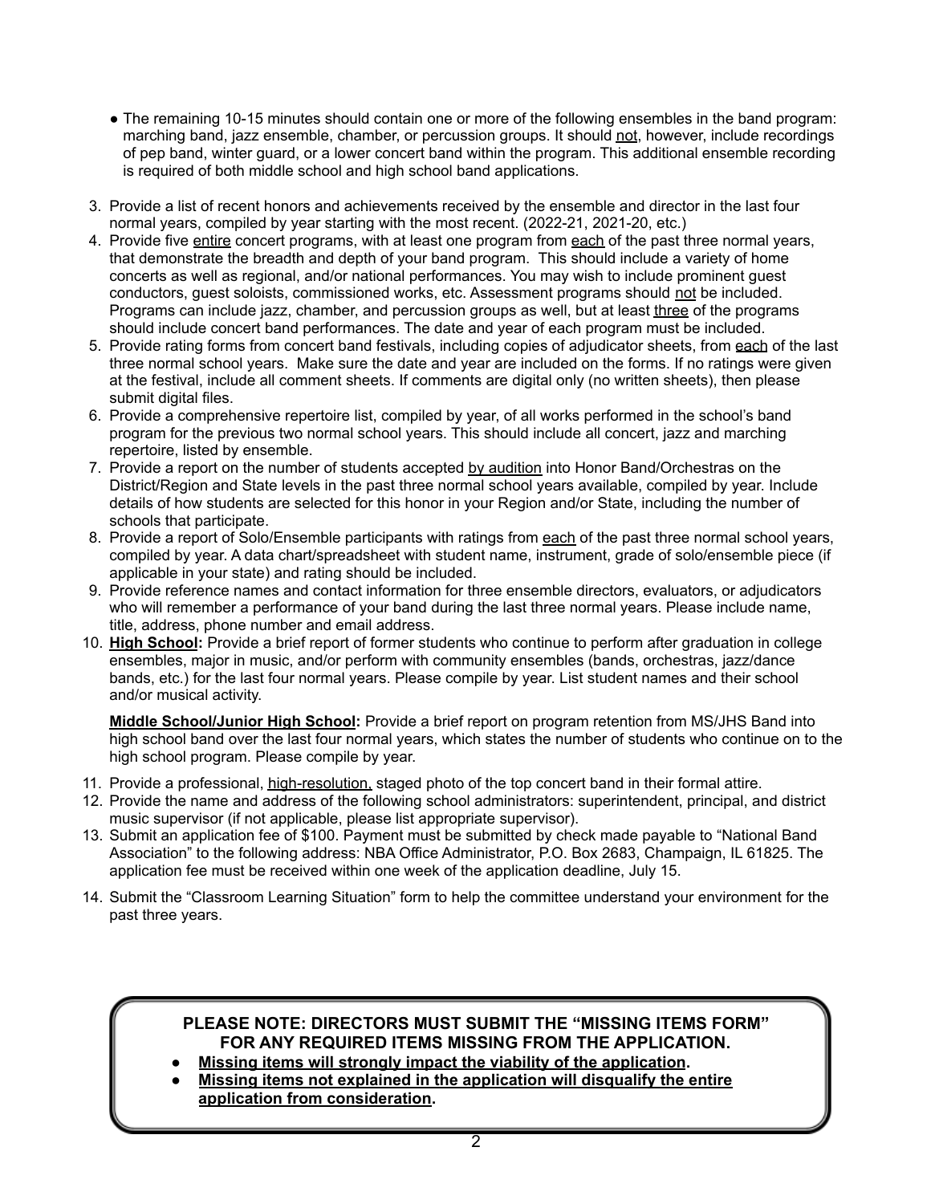- The remaining 10-15 minutes should contain one or more of the following ensembles in the band program: marching band, jazz ensemble, chamber, or percussion groups. It should <u>not</u>, however, include recordings of pep band, winter guard, or a lower concert band within the program. This additional ensemble recording is required of both middle school and high school band applications.

3. Provide a list of recent honors and achievements received by the ensemble and director in the last four normal years, compiled by year starting with the most recent. (2022-21, 2021-20, etc.)
4. Provide five <u>entire</u> concert programs, with at least one program from <u>each</u> of the past three normal years, that demonstrate the breadth and depth of your band program. This should include a variety of home concerts as well as regional, and/or national performances. You may wish to include prominent guest conductors, guest soloists, commissioned works, etc. Assessment programs should <u>not</u> be included. Programs can include jazz, chamber, and percussion groups as well, but at least <u>three</u> of the programs should include concert band performances. The date and year of each program must be included.
5. Provide rating forms from concert band festivals, including copies of adjudicator sheets, from <u>each</u> of the last three normal school years. Make sure the date and year are included on the forms. If no ratings were given at the festival, include all comment sheets. If comments are digital only (no written sheets), then please submit digital files.
6. Provide a comprehensive repertoire list, compiled by year, of all works performed in the school's band program for the previous two normal school years. This should include all concert, jazz and marching repertoire, listed by ensemble.
7. Provide a report on the number of students accepted <u>by audition</u> into Honor Band/Orchestras on the District/Region and State levels in the past three normal school years available, compiled by year. Include details of how students are selected for this honor in your Region and/or State, including the number of schools that participate.
8. Provide a report of Solo/Ensemble participants with ratings from <u>each</u> of the past three normal school years, compiled by year. A data chart/spreadsheet with student name, instrument, grade of solo/ensemble piece (if applicable in your state) and rating should be included.
9. Provide reference names and contact information for three ensemble directors, evaluators, or adjudicators who will remember a performance of your band during the last three normal years. Please include name, title, address, phone number and email address.
10. **<u>High School</u>:** Provide a brief report of former students who continue to perform after graduation in college ensembles, major in music, and/or perform with community ensembles (bands, orchestras, jazz/dance bands, etc.) for the last four normal years. Please compile by year. List student names and their school and/or musical activity.

    **<u>Middle School/Junior High School</u>:** Provide a brief report on program retention from MS/JHS Band into high school band over the last four normal years, which states the number of students who continue on to the high school program. Please compile by year.

11. Provide a professional, <u>high-resolution,</u> staged photo of the top concert band in their formal attire.
12. Provide the name and address of the following school administrators: superintendent, principal, and district music supervisor (if not applicable, please list appropriate supervisor).
13. Submit an application fee of $100. Payment must be submitted by check made payable to "National Band Association" to the following address: NBA Office Administrator, P.O. Box 2683, Champaign, IL 61825. The application fee must be received within one week of the application deadline, July 15.
14. Submit the "Classroom Learning Situation" form to help the committee understand your environment for the past three years.

**PLEASE NOTE: DIRECTORS MUST SUBMIT THE "MISSING ITEMS FORM" FOR ANY REQUIRED ITEMS MISSING FROM THE APPLICATION.**

- **<u>Missing items will strongly impact the viability of the application</u>.**
- **<u>Missing items not explained in the application will disqualify the entire application from consideration</u>.**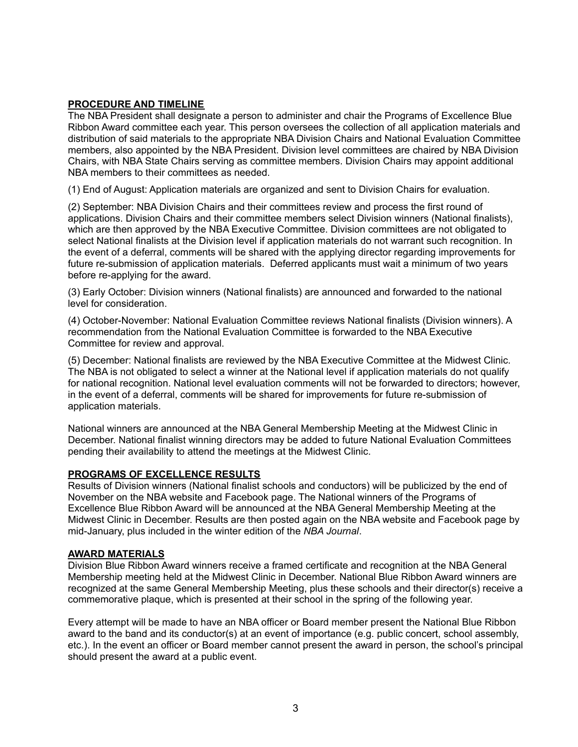**PROCEDURE AND TIMELINE**

The NBA President shall designate a person to administer and chair the Programs of Excellence Blue Ribbon Award committee each year. This person oversees the collection of all application materials and distribution of said materials to the appropriate NBA Division Chairs and National Evaluation Committee members, also appointed by the NBA President. Division level committees are chaired by NBA Division Chairs, with NBA State Chairs serving as committee members. Division Chairs may appoint additional NBA members to their committees as needed.

(1) End of August: Application materials are organized and sent to Division Chairs for evaluation.

(2) September: NBA Division Chairs and their committees review and process the first round of applications. Division Chairs and their committee members select Division winners (National finalists), which are then approved by the NBA Executive Committee. Division committees are not obligated to select National finalists at the Division level if application materials do not warrant such recognition. In the event of a deferral, comments will be shared with the applying director regarding improvements for future re-submission of application materials. Deferred applicants must wait a minimum of two years before re-applying for the award.

(3) Early October: Division winners (National finalists) are announced and forwarded to the national level for consideration.

(4) October-November: National Evaluation Committee reviews National finalists (Division winners). A recommendation from the National Evaluation Committee is forwarded to the NBA Executive Committee for review and approval.

(5) December: National finalists are reviewed by the NBA Executive Committee at the Midwest Clinic. The NBA is not obligated to select a winner at the National level if application materials do not qualify for national recognition. National level evaluation comments will not be forwarded to directors; however, in the event of a deferral, comments will be shared for improvements for future re-submission of application materials.

National winners are announced at the NBA General Membership Meeting at the Midwest Clinic in December. National finalist winning directors may be added to future National Evaluation Committees pending their availability to attend the meetings at the Midwest Clinic.

**PROGRAMS OF EXCELLENCE RESULTS**

Results of Division winners (National finalist schools and conductors) will be publicized by the end of November on the NBA website and Facebook page. The National winners of the Programs of Excellence Blue Ribbon Award will be announced at the NBA General Membership Meeting at the Midwest Clinic in December. Results are then posted again on the NBA website and Facebook page by mid-January, plus included in the winter edition of the *NBA Journal*.

**AWARD MATERIALS**

Division Blue Ribbon Award winners receive a framed certificate and recognition at the NBA General Membership meeting held at the Midwest Clinic in December. National Blue Ribbon Award winners are recognized at the same General Membership Meeting, plus these schools and their director(s) receive a commemorative plaque, which is presented at their school in the spring of the following year.

Every attempt will be made to have an NBA officer or Board member present the National Blue Ribbon award to the band and its conductor(s) at an event of importance (e.g. public concert, school assembly, etc.). In the event an officer or Board member cannot present the award in person, the school's principal should present the award at a public event.